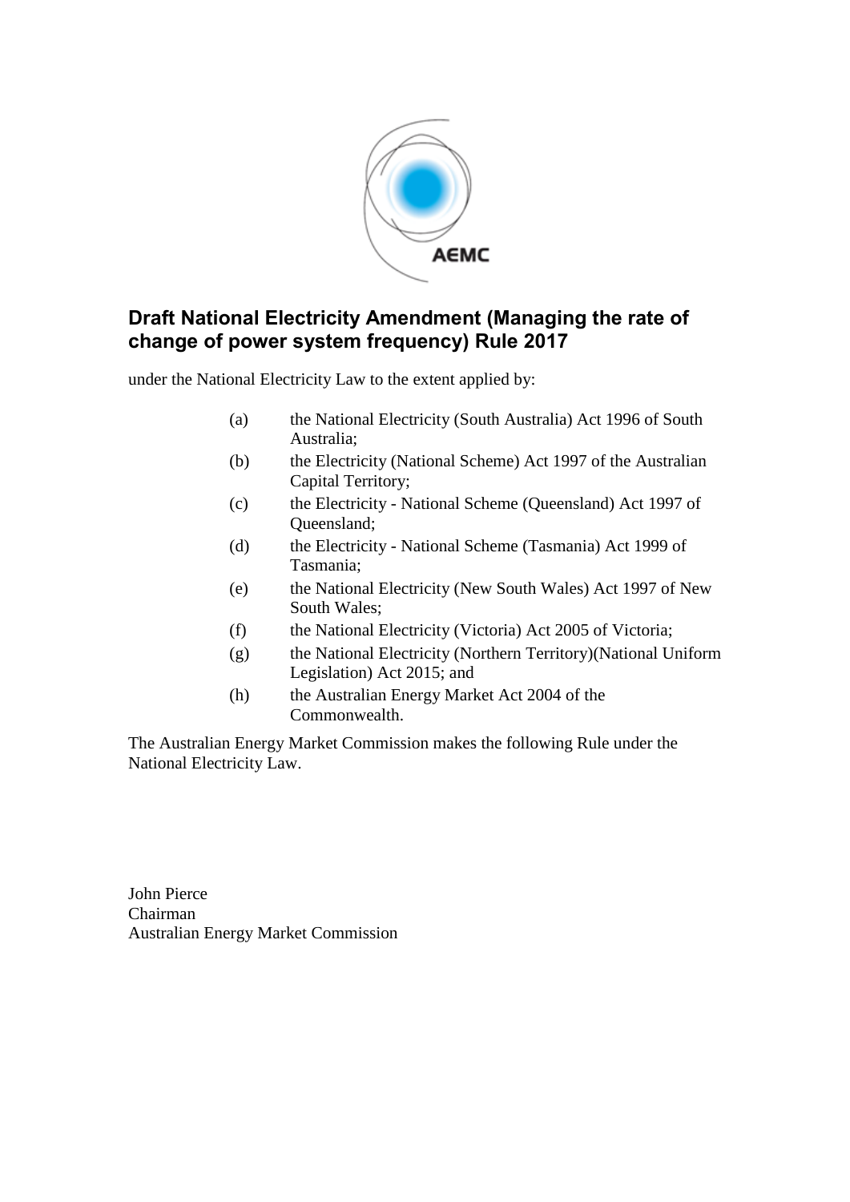AEMC

# Draft National Electricity Amendment (Managing the rate of change of power system frequency) Rule 2017

under the National Electricity Law to the extent applied by:

(a) the National Electricity (South Australia) Act 1996 of South Australia;

(b) the Electricity (National Scheme) Act 1997 of the Australian Capital Territory;

(c) the Electricity - National Scheme (Queensland) Act 1997 of Queensland;

(d) the Electricity - National Scheme (Tasmania) Act 1999 of Tasmania;

(e) the National Electricity (New South Wales) Act 1997 of New South Wales;

(f) the National Electricity (Victoria) Act 2005 of Victoria;

(g) the National Electricity (Northern Territory)(National Uniform Legislation) Act 2015; and

(h) the Australian Energy Market Act 2004 of the Commonwealth.

The Australian Energy Market Commission makes the following Rule under the National Electricity Law.

John Pierce
Chairman
Australian Energy Market Commission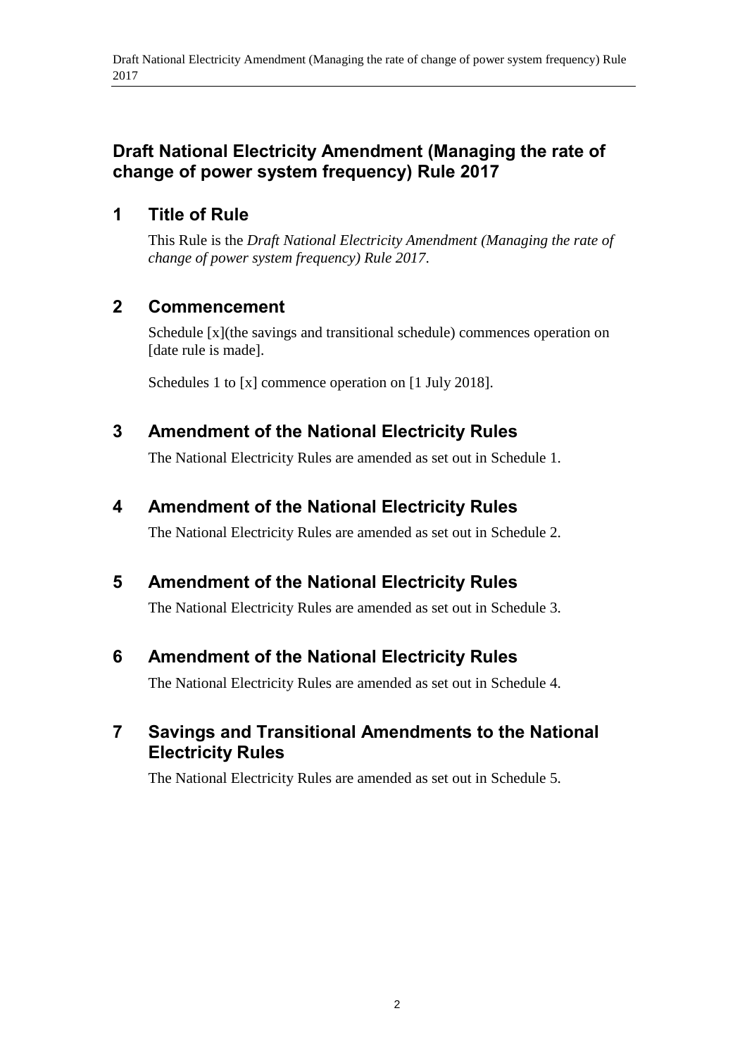## Draft National Electricity Amendment (Managing the rate of change of power system frequency) Rule 2017

## 1 Title of Rule

This Rule is the *Draft National Electricity Amendment (Managing the rate of change of power system frequency) Rule 2017*.

## 2 Commencement

Schedule [x](the savings and transitional schedule) commences operation on [date rule is made].

Schedules 1 to [x] commence operation on [1 July 2018].

## 3 Amendment of the National Electricity Rules

The National Electricity Rules are amended as set out in Schedule 1.

## 4 Amendment of the National Electricity Rules

The National Electricity Rules are amended as set out in Schedule 2.

## 5 Amendment of the National Electricity Rules

The National Electricity Rules are amended as set out in Schedule 3.

## 6 Amendment of the National Electricity Rules

The National Electricity Rules are amended as set out in Schedule 4.

## 7 Savings and Transitional Amendments to the National Electricity Rules

The National Electricity Rules are amended as set out in Schedule 5.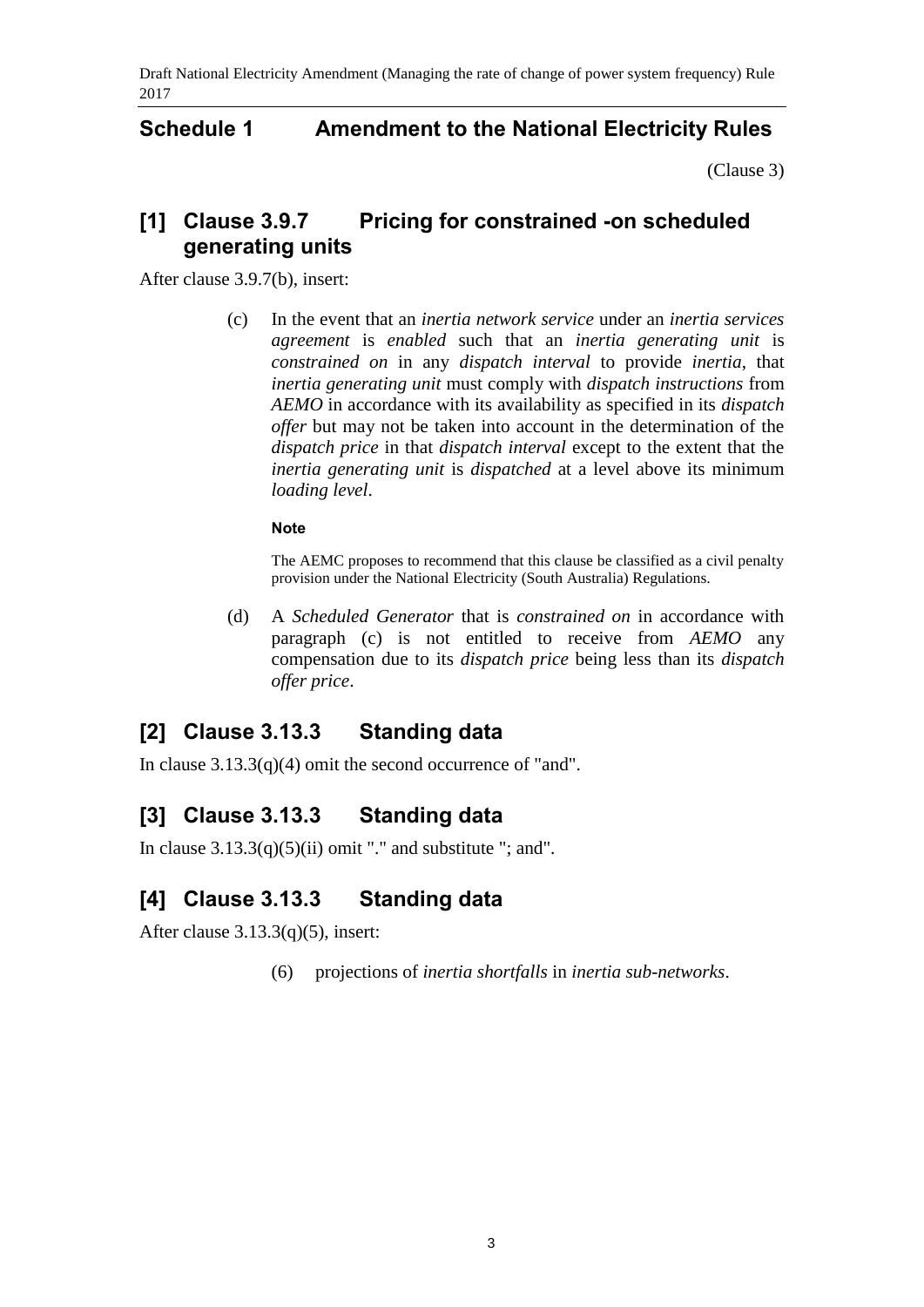## Schedule 1 Amendment to the National Electricity Rules

(Clause 3)

### [1] Clause 3.9.7 Pricing for constrained -on scheduled generating units

After clause 3.9.7(b), insert:

(c) In the event that an *inertia network service* under an *inertia services agreement* is *enabled* such that an *inertia generating unit* is *constrained on* in any *dispatch interval* to provide *inertia*, that *inertia generating unit* must comply with *dispatch instructions* from *AEMO* in accordance with its availability as specified in its *dispatch offer* but may not be taken into account in the determination of the *dispatch price* in that *dispatch interval* except to the extent that the *inertia generating unit* is *dispatched* at a level above its minimum *loading level*.

**Note**

The AEMC proposes to recommend that this clause be classified as a civil penalty provision under the National Electricity (South Australia) Regulations.

(d) A *Scheduled Generator* that is *constrained on* in accordance with paragraph (c) is not entitled to receive from *AEMO* any compensation due to its *dispatch price* being less than its *dispatch offer price*.

### [2] Clause 3.13.3 Standing data

In clause 3.13.3(q)(4) omit the second occurrence of "and".

### [3] Clause 3.13.3 Standing data

In clause 3.13.3(q)(5)(ii) omit "." and substitute "; and".

### [4] Clause 3.13.3 Standing data

After clause 3.13.3(q)(5), insert:

(6) projections of *inertia shortfalls* in *inertia sub-networks*.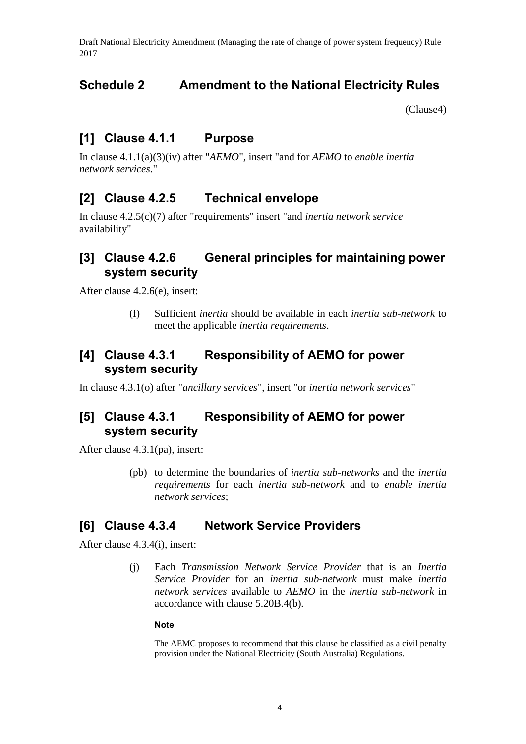## Schedule 2 Amendment to the National Electricity Rules

(Clause4)

### [1] Clause 4.1.1 Purpose

In clause 4.1.1(a)(3)(iv) after "*AEMO*", insert "and for *AEMO* to *enable inertia network services*."

### [2] Clause 4.2.5 Technical envelope

In clause 4.2.5(c)(7) after "requirements" insert "and *inertia network service* availability"

### [3] Clause 4.2.6 General principles for maintaining power system security

After clause 4.2.6(e), insert:

> (f) Sufficient *inertia* should be available in each *inertia sub-network* to meet the applicable *inertia requirements*.

### [4] Clause 4.3.1 Responsibility of AEMO for power system security

In clause 4.3.1(o) after "*ancillary services*", insert "or *inertia network services*"

### [5] Clause 4.3.1 Responsibility of AEMO for power system security

After clause 4.3.1(pa), insert:

> (pb) to determine the boundaries of *inertia sub-networks* and the *inertia requirements* for each *inertia sub-network* and to *enable inertia network services*;

### [6] Clause 4.3.4 Network Service Providers

After clause 4.3.4(i), insert:

> (j) Each *Transmission Network Service Provider* that is an *Inertia Service Provider* for an *inertia sub-network* must make *inertia network services* available to *AEMO* in the *inertia sub-network* in accordance with clause 5.20B.4(b).
>
> **Note**
>
> The AEMC proposes to recommend that this clause be classified as a civil penalty provision under the National Electricity (South Australia) Regulations.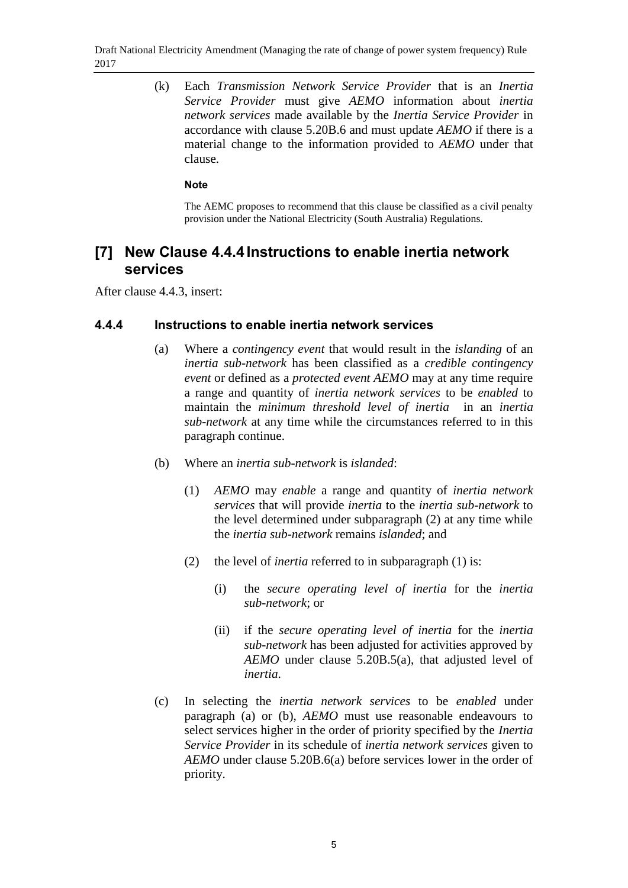(k) Each *Transmission Network Service Provider* that is an *Inertia Service Provider* must give *AEMO* information about *inertia network services* made available by the *Inertia Service Provider* in accordance with clause 5.20B.6 and must update *AEMO* if there is a material change to the information provided to *AEMO* under that clause.

**Note**

The AEMC proposes to recommend that this clause be classified as a civil penalty provision under the National Electricity (South Australia) Regulations.

## [7] New Clause 4.4.4 Instructions to enable inertia network services

After clause 4.4.3, insert:

### 4.4.4 Instructions to enable inertia network services

(a) Where a *contingency event* that would result in the *islanding* of an *inertia sub-network* has been classified as a *credible contingency event* or defined as a *protected event AEMO* may at any time require a range and quantity of *inertia network services* to be *enabled* to maintain the *minimum threshold level of inertia* in an *inertia sub-network* at any time while the circumstances referred to in this paragraph continue.

(b) Where an *inertia sub-network* is *islanded*:

(1) *AEMO* may *enable* a range and quantity of *inertia network services* that will provide *inertia* to the *inertia sub-network* to the level determined under subparagraph (2) at any time while the *inertia sub-network* remains *islanded*; and

(2) the level of *inertia* referred to in subparagraph (1) is:

(i) the *secure operating level of inertia* for the *inertia sub-network*; or

(ii) if the *secure operating level of inertia* for the *inertia sub-network* has been adjusted for activities approved by *AEMO* under clause 5.20B.5(a), that adjusted level of *inertia*.

(c) In selecting the *inertia network services* to be *enabled* under paragraph (a) or (b), *AEMO* must use reasonable endeavours to select services higher in the order of priority specified by the *Inertia Service Provider* in its schedule of *inertia network services* given to *AEMO* under clause 5.20B.6(a) before services lower in the order of priority.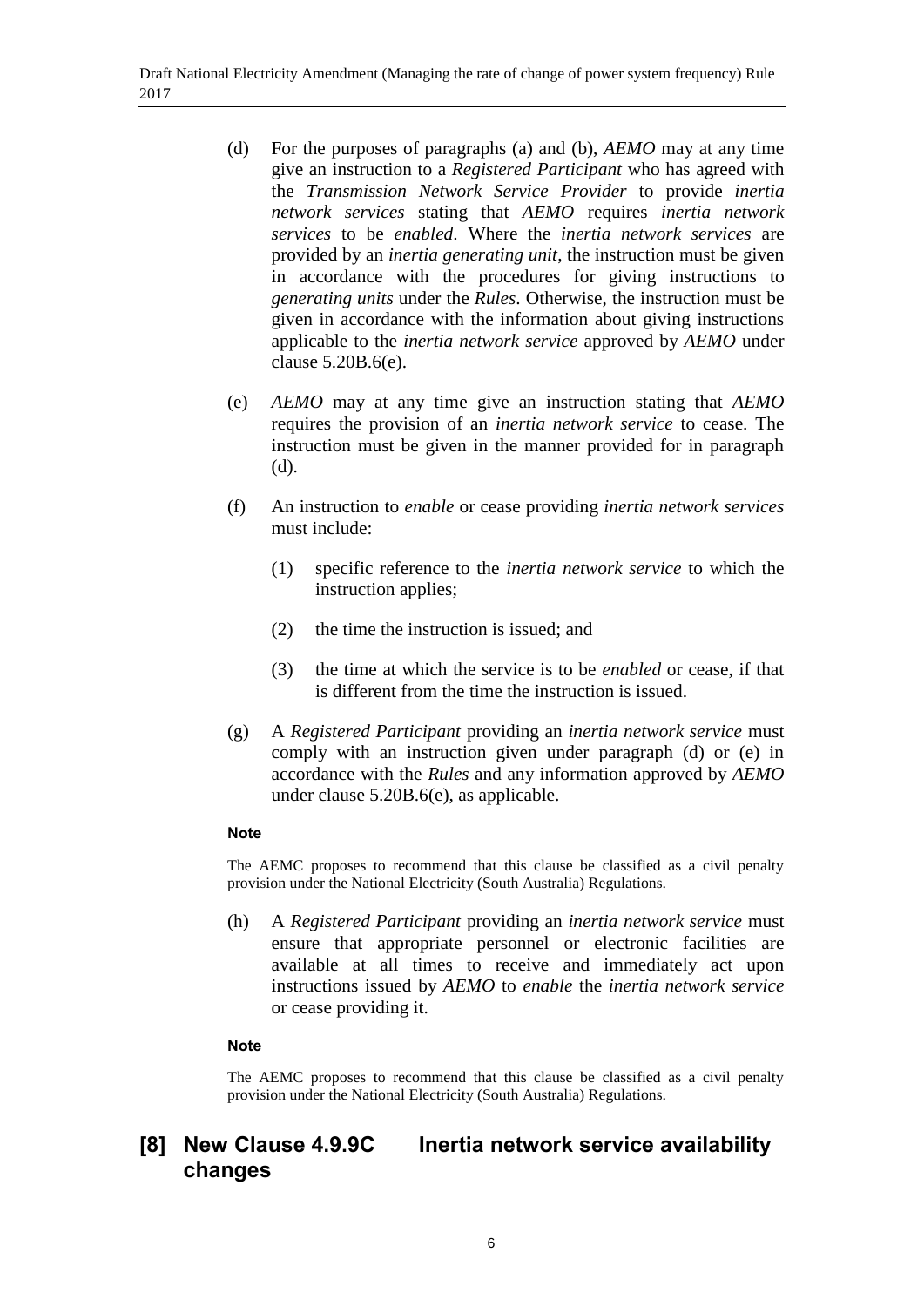(d) For the purposes of paragraphs (a) and (b), *AEMO* may at any time give an instruction to a *Registered Participant* who has agreed with the *Transmission Network Service Provider* to provide *inertia network services* stating that *AEMO* requires *inertia network services* to be *enabled*. Where the *inertia network services* are provided by an *inertia generating unit*, the instruction must be given in accordance with the procedures for giving instructions to *generating units* under the *Rules*. Otherwise, the instruction must be given in accordance with the information about giving instructions applicable to the *inertia network service* approved by *AEMO* under clause 5.20B.6(e).

(e) *AEMO* may at any time give an instruction stating that *AEMO* requires the provision of an *inertia network service* to cease. The instruction must be given in the manner provided for in paragraph (d).

(f) An instruction to *enable* or cease providing *inertia network services* must include:

(1) specific reference to the *inertia network service* to which the instruction applies;

(2) the time the instruction is issued; and

(3) the time at which the service is to be *enabled* or cease, if that is different from the time the instruction is issued.

(g) A *Registered Participant* providing an *inertia network service* must comply with an instruction given under paragraph (d) or (e) in accordance with the *Rules* and any information approved by *AEMO* under clause 5.20B.6(e), as applicable.

**Note**

The AEMC proposes to recommend that this clause be classified as a civil penalty provision under the National Electricity (South Australia) Regulations.

(h) A *Registered Participant* providing an *inertia network service* must ensure that appropriate personnel or electronic facilities are available at all times to receive and immediately act upon instructions issued by *AEMO* to *enable* the *inertia network service* or cease providing it.

**Note**

The AEMC proposes to recommend that this clause be classified as a civil penalty provision under the National Electricity (South Australia) Regulations.

## [8] New Clause 4.9.9C Inertia network service availability changes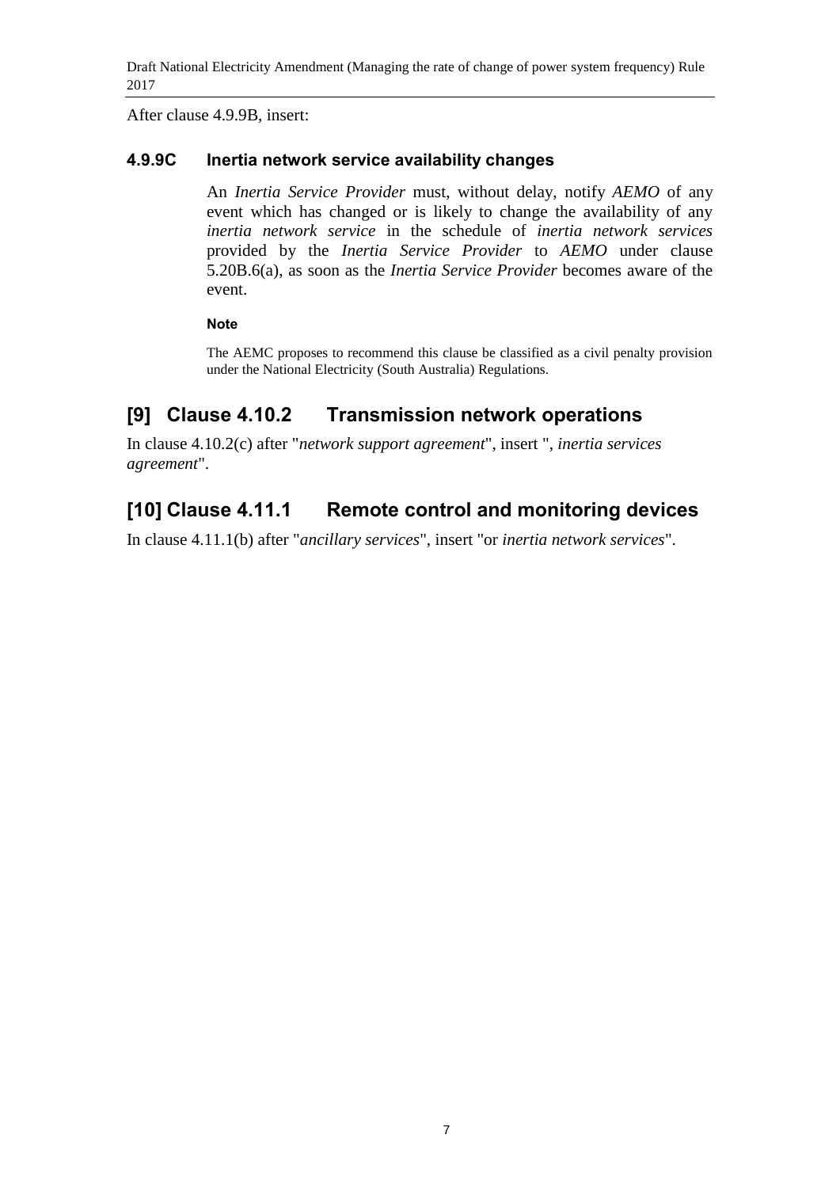After clause 4.9.9B, insert:

### 4.9.9C Inertia network service availability changes

An *Inertia Service Provider* must, without delay, notify *AEMO* of any event which has changed or is likely to change the availability of any *inertia network service* in the schedule of *inertia network services* provided by the *Inertia Service Provider* to *AEMO* under clause 5.20B.6(a), as soon as the *Inertia Service Provider* becomes aware of the event.

**Note**

The AEMC proposes to recommend this clause be classified as a civil penalty provision under the National Electricity (South Australia) Regulations.

## [9] Clause 4.10.2 Transmission network operations

In clause 4.10.2(c) after "*network support agreement*", insert ", *inertia services agreement*".

## [10] Clause 4.11.1 Remote control and monitoring devices

In clause 4.11.1(b) after "*ancillary services*", insert "or *inertia network services*".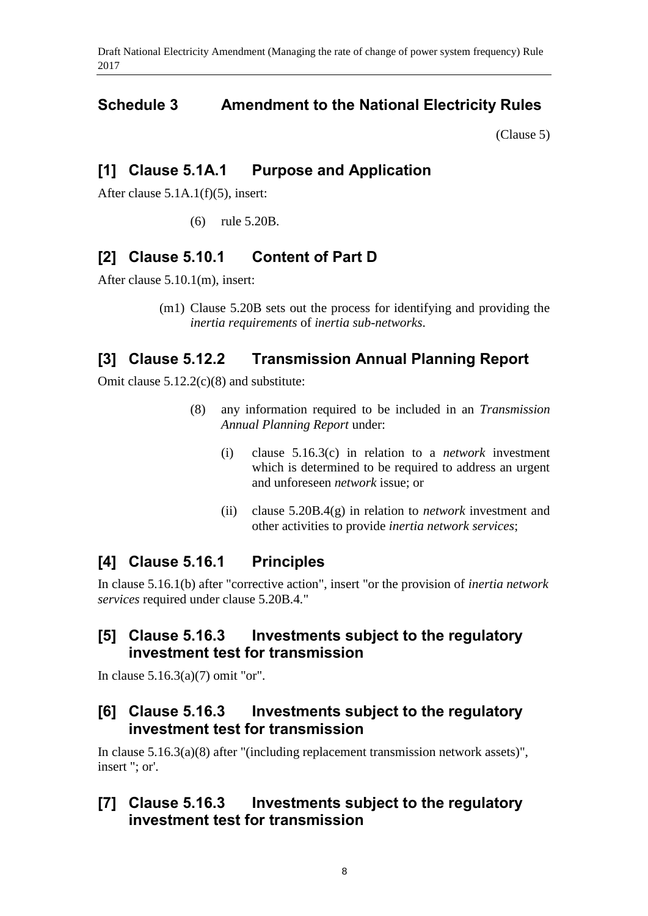## Schedule 3 Amendment to the National Electricity Rules

(Clause 5)

### [1] Clause 5.1A.1 Purpose and Application

After clause 5.1A.1(f)(5), insert:

(6) rule 5.20B.

### [2] Clause 5.10.1 Content of Part D

After clause 5.10.1(m), insert:

(m1) Clause 5.20B sets out the process for identifying and providing the *inertia requirements* of *inertia sub-networks*.

### [3] Clause 5.12.2 Transmission Annual Planning Report

Omit clause 5.12.2(c)(8) and substitute:

(8) any information required to be included in an *Transmission Annual Planning Report* under:

(i) clause 5.16.3(c) in relation to a *network* investment which is determined to be required to address an urgent and unforeseen *network* issue; or

(ii) clause 5.20B.4(g) in relation to *network* investment and other activities to provide *inertia network services*;

### [4] Clause 5.16.1 Principles

In clause 5.16.1(b) after "corrective action", insert "or the provision of *inertia network services* required under clause 5.20B.4."

### [5] Clause 5.16.3 Investments subject to the regulatory investment test for transmission

In clause 5.16.3(a)(7) omit "or".

### [6] Clause 5.16.3 Investments subject to the regulatory investment test for transmission

In clause 5.16.3(a)(8) after "(including replacement transmission network assets)", insert "; or'.

### [7] Clause 5.16.3 Investments subject to the regulatory investment test for transmission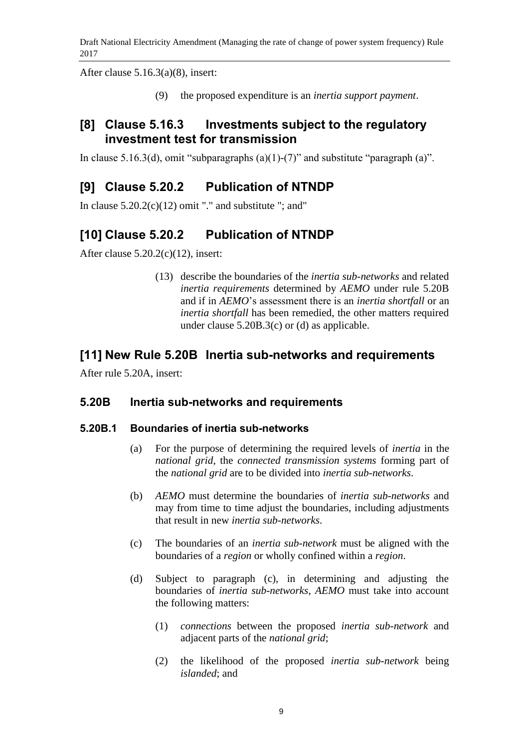After clause 5.16.3(a)(8), insert:

(9) the proposed expenditure is an *inertia support payment*.

## [8] Clause 5.16.3 Investments subject to the regulatory investment test for transmission

In clause 5.16.3(d), omit "subparagraphs (a)(1)-(7)" and substitute "paragraph (a)".

## [9] Clause 5.20.2 Publication of NTNDP

In clause 5.20.2(c)(12) omit "." and substitute "; and"

## [10] Clause 5.20.2 Publication of NTNDP

After clause 5.20.2(c)(12), insert:

(13) describe the boundaries of the *inertia sub-networks* and related *inertia requirements* determined by *AEMO* under rule 5.20B and if in *AEMO*'s assessment there is an *inertia shortfall* or an *inertia shortfall* has been remedied, the other matters required under clause 5.20B.3(c) or (d) as applicable.

## [11] New Rule 5.20B Inertia sub-networks and requirements

After rule 5.20A, insert:

### 5.20B Inertia sub-networks and requirements

#### 5.20B.1 Boundaries of inertia sub-networks

(a) For the purpose of determining the required levels of *inertia* in the *national grid*, the *connected transmission systems* forming part of the *national grid* are to be divided into *inertia sub-networks*.

(b) *AEMO* must determine the boundaries of *inertia sub-networks* and may from time to time adjust the boundaries, including adjustments that result in new *inertia sub-networks*.

(c) The boundaries of an *inertia sub-network* must be aligned with the boundaries of a *region* or wholly confined within a *region*.

(d) Subject to paragraph (c), in determining and adjusting the boundaries of *inertia sub-networks*, *AEMO* must take into account the following matters:

(1) *connections* between the proposed *inertia sub-network* and adjacent parts of the *national grid*;

(2) the likelihood of the proposed *inertia sub-network* being *islanded*; and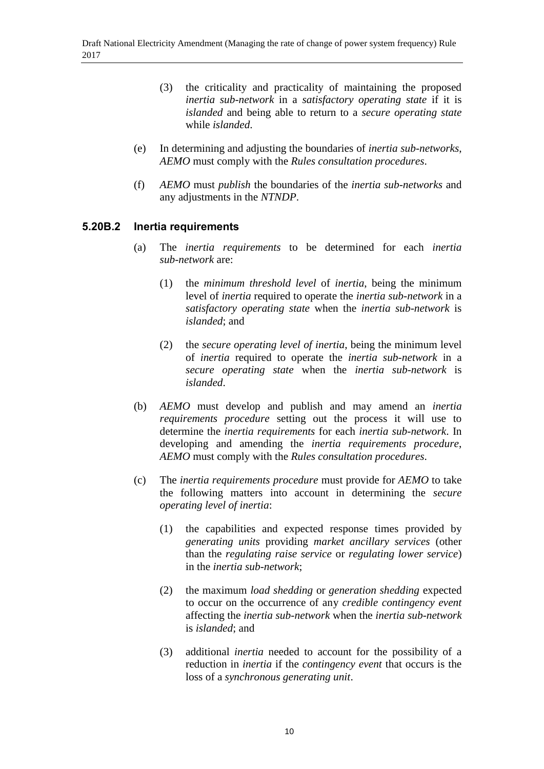(3) the criticality and practicality of maintaining the proposed *inertia sub-network* in a *satisfactory operating state* if it is *islanded* and being able to return to a *secure operating state* while *islanded*.

(e) In determining and adjusting the boundaries of *inertia sub-networks*, *AEMO* must comply with the *Rules consultation procedures*.

(f) *AEMO* must *publish* the boundaries of the *inertia sub-networks* and any adjustments in the *NTNDP*.

### 5.20B.2 Inertia requirements

(a) The *inertia requirements* to be determined for each *inertia sub-network* are:

(1) the *minimum threshold level* of *inertia*, being the minimum level of *inertia* required to operate the *inertia sub-network* in a *satisfactory operating state* when the *inertia sub-network* is *islanded*; and

(2) the *secure operating level of inertia*, being the minimum level of *inertia* required to operate the *inertia sub-network* in a *secure operating state* when the *inertia sub-network* is *islanded*.

(b) *AEMO* must develop and publish and may amend an *inertia requirements procedure* setting out the process it will use to determine the *inertia requirements* for each *inertia sub-network*. In developing and amending the *inertia requirements procedure*, *AEMO* must comply with the *Rules consultation procedures*.

(c) The *inertia requirements procedure* must provide for *AEMO* to take the following matters into account in determining the *secure operating level of inertia*:

(1) the capabilities and expected response times provided by *generating units* providing *market ancillary services* (other than the *regulating raise service* or *regulating lower service*) in the *inertia sub-network*;

(2) the maximum *load shedding* or *generation shedding* expected to occur on the occurrence of any *credible contingency event* affecting the *inertia sub-network* when the *inertia sub-network* is *islanded*; and

(3) additional *inertia* needed to account for the possibility of a reduction in *inertia* if the *contingency event* that occurs is the loss of a *synchronous generating unit*.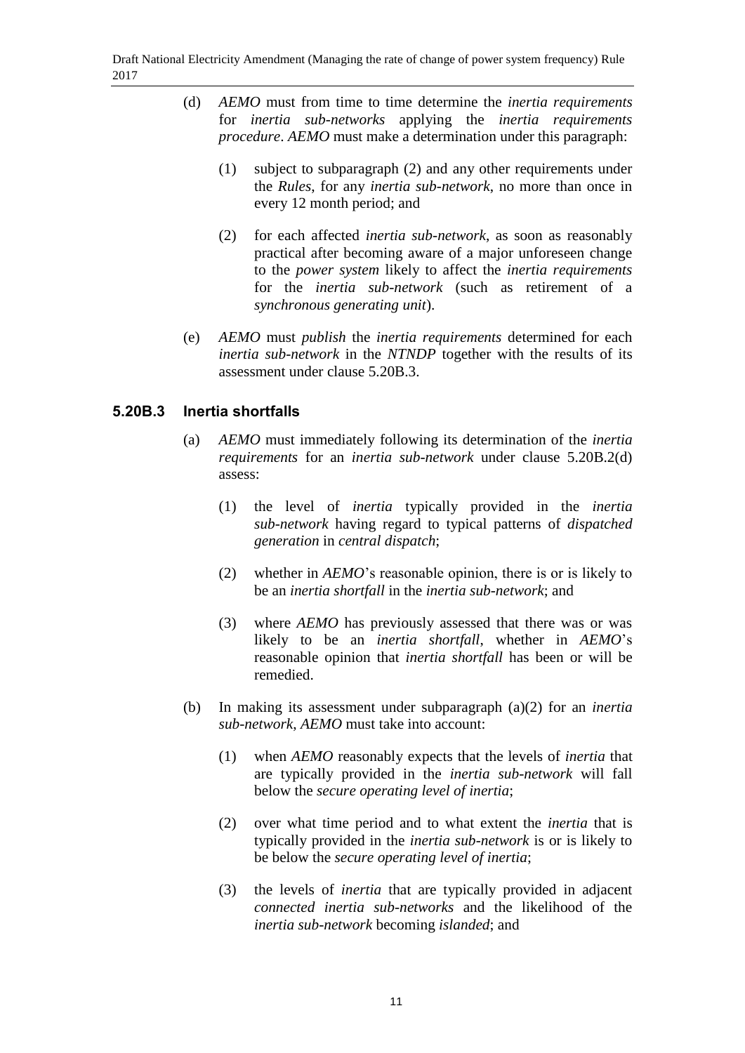(d) *AEMO* must from time to time determine the *inertia requirements* for *inertia sub-networks* applying the *inertia requirements procedure*. *AEMO* must make a determination under this paragraph:

(1) subject to subparagraph (2) and any other requirements under the *Rules*, for any *inertia sub-network*, no more than once in every 12 month period; and

(2) for each affected *inertia sub-network*, as soon as reasonably practical after becoming aware of a major unforeseen change to the *power system* likely to affect the *inertia requirements* for the *inertia sub-network* (such as retirement of a *synchronous generating unit*).

(e) *AEMO* must *publish* the *inertia requirements* determined for each *inertia sub-network* in the *NTNDP* together with the results of its assessment under clause 5.20B.3.

## 5.20B.3 Inertia shortfalls

(a) *AEMO* must immediately following its determination of the *inertia requirements* for an *inertia sub-network* under clause 5.20B.2(d) assess:

(1) the level of *inertia* typically provided in the *inertia sub-network* having regard to typical patterns of *dispatched generation* in *central dispatch*;

(2) whether in *AEMO*'s reasonable opinion, there is or is likely to be an *inertia shortfall* in the *inertia sub-network*; and

(3) where *AEMO* has previously assessed that there was or was likely to be an *inertia shortfall*, whether in *AEMO*'s reasonable opinion that *inertia shortfall* has been or will be remedied.

(b) In making its assessment under subparagraph (a)(2) for an *inertia sub-network*, *AEMO* must take into account:

(1) when *AEMO* reasonably expects that the levels of *inertia* that are typically provided in the *inertia sub-network* will fall below the *secure operating level of inertia*;

(2) over what time period and to what extent the *inertia* that is typically provided in the *inertia sub-network* is or is likely to be below the *secure operating level of inertia*;

(3) the levels of *inertia* that are typically provided in adjacent *connected inertia sub-networks* and the likelihood of the *inertia sub-network* becoming *islanded*; and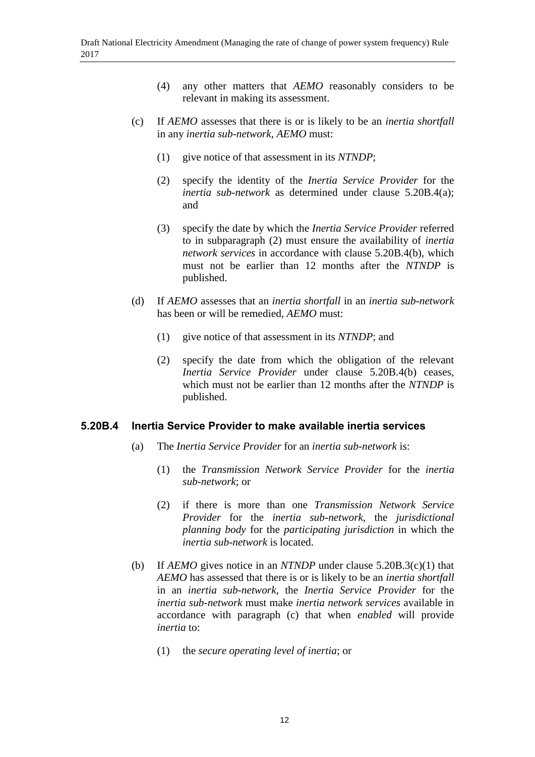(4) any other matters that *AEMO* reasonably considers to be relevant in making its assessment.

(c) If *AEMO* assesses that there is or is likely to be an *inertia shortfall* in any *inertia sub-network*, *AEMO* must:

(1) give notice of that assessment in its *NTNDP*;

(2) specify the identity of the *Inertia Service Provider* for the *inertia sub-network* as determined under clause 5.20B.4(a); and

(3) specify the date by which the *Inertia Service Provider* referred to in subparagraph (2) must ensure the availability of *inertia network services* in accordance with clause 5.20B.4(b), which must not be earlier than 12 months after the *NTNDP* is published.

(d) If *AEMO* assesses that an *inertia shortfall* in an *inertia sub-network* has been or will be remedied, *AEMO* must:

(1) give notice of that assessment in its *NTNDP*; and

(2) specify the date from which the obligation of the relevant *Inertia Service Provider* under clause 5.20B.4(b) ceases, which must not be earlier than 12 months after the *NTNDP* is published.

### 5.20B.4 Inertia Service Provider to make available inertia services

(a) The *Inertia Service Provider* for an *inertia sub-network* is:

(1) the *Transmission Network Service Provider* for the *inertia sub-network*; or

(2) if there is more than one *Transmission Network Service Provider* for the *inertia sub-network*, the *jurisdictional planning body* for the *participating jurisdiction* in which the *inertia sub-network* is located.

(b) If *AEMO* gives notice in an *NTNDP* under clause 5.20B.3(c)(1) that *AEMO* has assessed that there is or is likely to be an *inertia shortfall* in an *inertia sub-network*, the *Inertia Service Provider* for the *inertia sub-network* must make *inertia network services* available in accordance with paragraph (c) that when *enabled* will provide *inertia* to:

(1) the *secure operating level of inertia*; or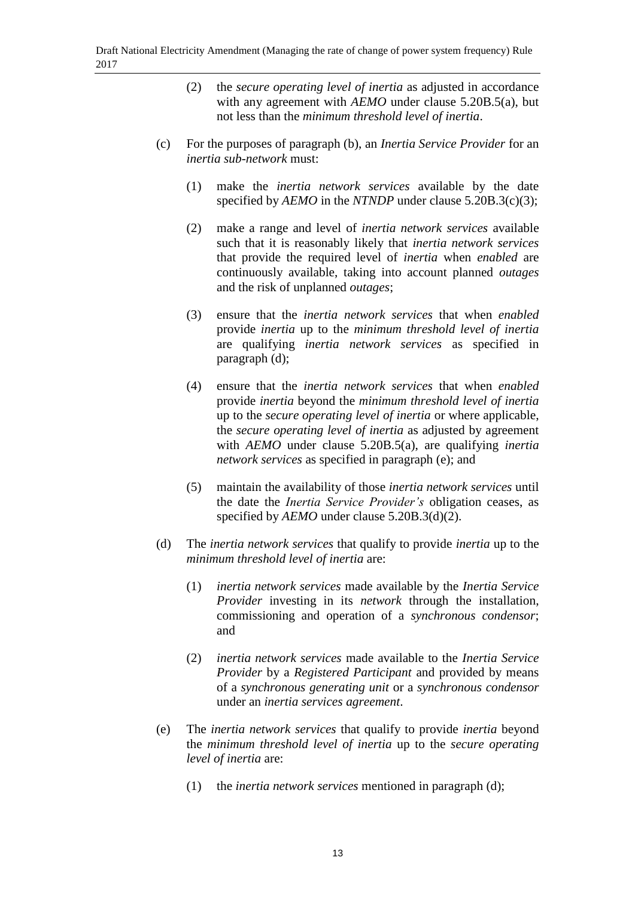(2) the *secure operating level of inertia* as adjusted in accordance with any agreement with *AEMO* under clause 5.20B.5(a), but not less than the *minimum threshold level of inertia*.

(c) For the purposes of paragraph (b), an *Inertia Service Provider* for an *inertia sub-network* must:

(1) make the *inertia network services* available by the date specified by *AEMO* in the *NTNDP* under clause 5.20B.3(c)(3);

(2) make a range and level of *inertia network services* available such that it is reasonably likely that *inertia network services* that provide the required level of *inertia* when *enabled* are continuously available, taking into account planned *outages* and the risk of unplanned *outages*;

(3) ensure that the *inertia network services* that when *enabled* provide *inertia* up to the *minimum threshold level of inertia* are qualifying *inertia network services* as specified in paragraph (d);

(4) ensure that the *inertia network services* that when *enabled* provide *inertia* beyond the *minimum threshold level of inertia* up to the *secure operating level of inertia* or where applicable, the *secure operating level of inertia* as adjusted by agreement with *AEMO* under clause 5.20B.5(a), are qualifying *inertia network services* as specified in paragraph (e); and

(5) maintain the availability of those *inertia network services* until the date the *Inertia Service Provider's* obligation ceases, as specified by *AEMO* under clause 5.20B.3(d)(2).

(d) The *inertia network services* that qualify to provide *inertia* up to the *minimum threshold level of inertia* are:

(1) *inertia network services* made available by the *Inertia Service Provider* investing in its *network* through the installation, commissioning and operation of a *synchronous condensor*; and

(2) *inertia network services* made available to the *Inertia Service Provider* by a *Registered Participant* and provided by means of a *synchronous generating unit* or a *synchronous condensor* under an *inertia services agreement*.

(e) The *inertia network services* that qualify to provide *inertia* beyond the *minimum threshold level of inertia* up to the *secure operating level of inertia* are:

(1) the *inertia network services* mentioned in paragraph (d);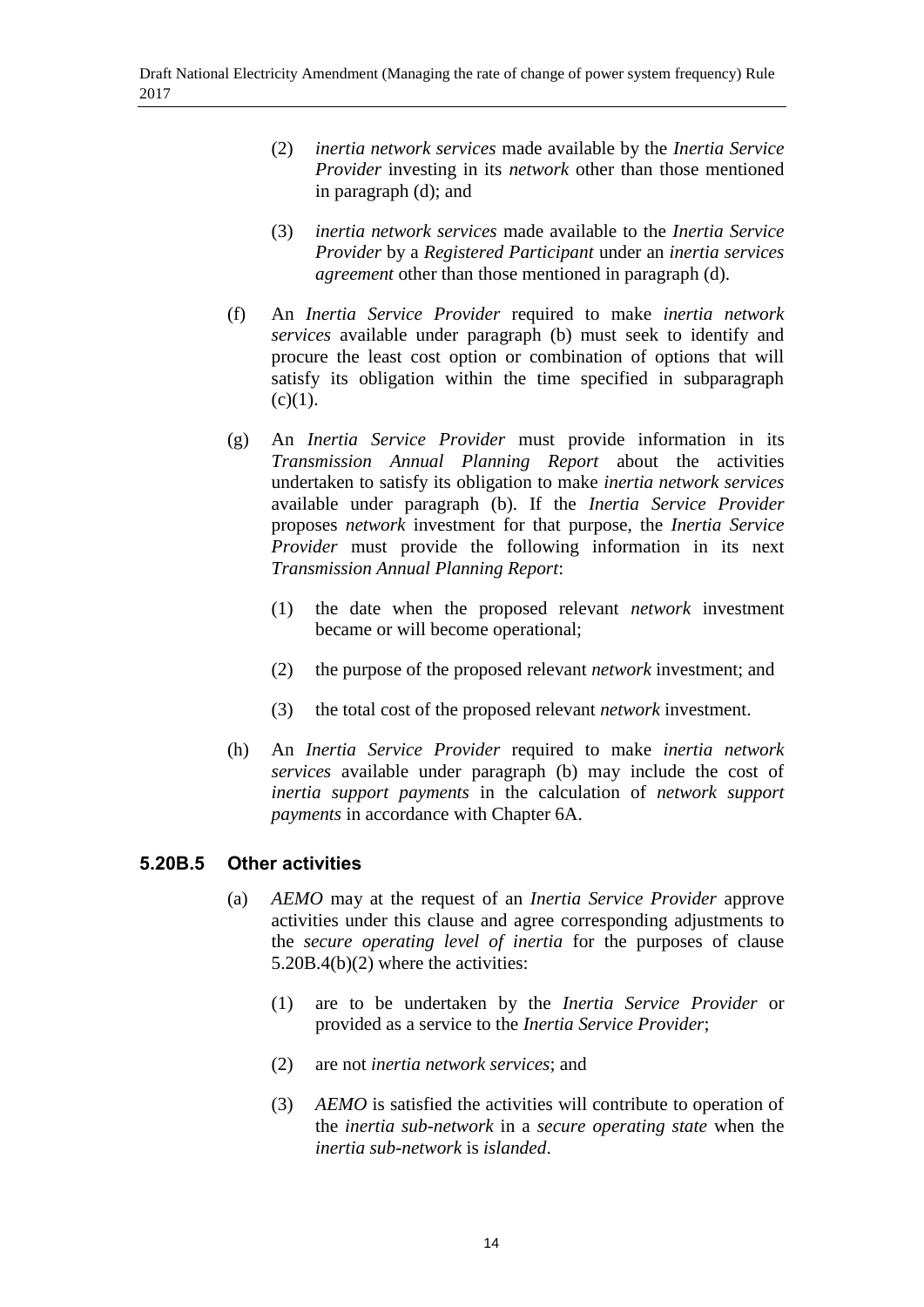(2) *inertia network services* made available by the *Inertia Service Provider* investing in its *network* other than those mentioned in paragraph (d); and

(3) *inertia network services* made available to the *Inertia Service Provider* by a *Registered Participant* under an *inertia services agreement* other than those mentioned in paragraph (d).

(f) An *Inertia Service Provider* required to make *inertia network services* available under paragraph (b) must seek to identify and procure the least cost option or combination of options that will satisfy its obligation within the time specified in subparagraph (c)(1).

(g) An *Inertia Service Provider* must provide information in its *Transmission Annual Planning Report* about the activities undertaken to satisfy its obligation to make *inertia network services* available under paragraph (b). If the *Inertia Service Provider* proposes *network* investment for that purpose, the *Inertia Service Provider* must provide the following information in its next *Transmission Annual Planning Report*:

(1) the date when the proposed relevant *network* investment became or will become operational;

(2) the purpose of the proposed relevant *network* investment; and

(3) the total cost of the proposed relevant *network* investment.

(h) An *Inertia Service Provider* required to make *inertia network services* available under paragraph (b) may include the cost of *inertia support payments* in the calculation of *network support payments* in accordance with Chapter 6A.

### 5.20B.5 Other activities

(a) *AEMO* may at the request of an *Inertia Service Provider* approve activities under this clause and agree corresponding adjustments to the *secure operating level of inertia* for the purposes of clause 5.20B.4(b)(2) where the activities:

(1) are to be undertaken by the *Inertia Service Provider* or provided as a service to the *Inertia Service Provider*;

(2) are not *inertia network services*; and

(3) *AEMO* is satisfied the activities will contribute to operation of the *inertia sub-network* in a *secure operating state* when the *inertia sub-network* is *islanded*.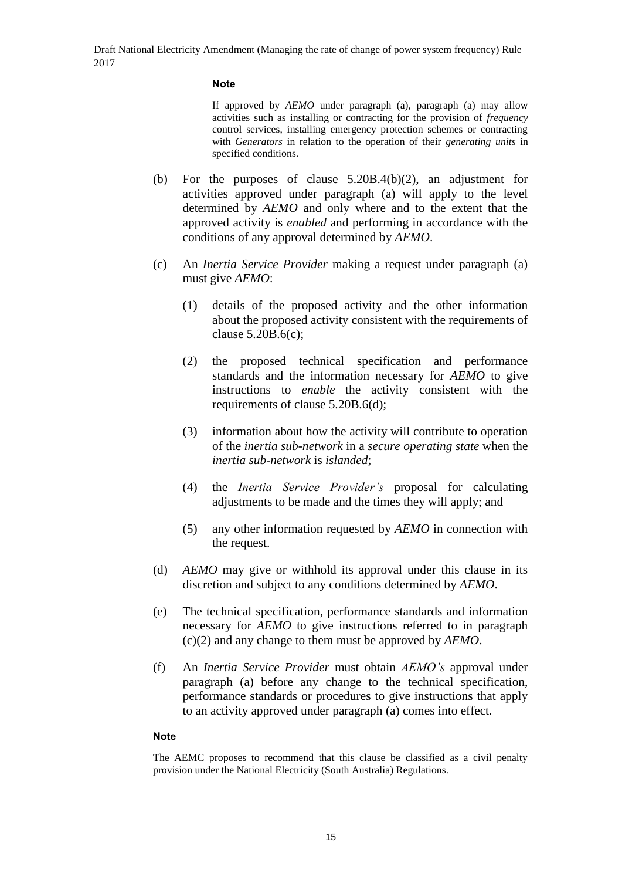**Note**

If approved by *AEMO* under paragraph (a), paragraph (a) may allow activities such as installing or contracting for the provision of *frequency* control services, installing emergency protection schemes or contracting with *Generators* in relation to the operation of their *generating units* in specified conditions.

(b) For the purposes of clause 5.20B.4(b)(2), an adjustment for activities approved under paragraph (a) will apply to the level determined by *AEMO* and only where and to the extent that the approved activity is *enabled* and performing in accordance with the conditions of any approval determined by *AEMO*.

(c) An *Inertia Service Provider* making a request under paragraph (a) must give *AEMO*:

(1) details of the proposed activity and the other information about the proposed activity consistent with the requirements of clause 5.20B.6(c);

(2) the proposed technical specification and performance standards and the information necessary for *AEMO* to give instructions to *enable* the activity consistent with the requirements of clause 5.20B.6(d);

(3) information about how the activity will contribute to operation of the *inertia sub-network* in a *secure operating state* when the *inertia sub-network* is *islanded*;

(4) the *Inertia Service Provider's* proposal for calculating adjustments to be made and the times they will apply; and

(5) any other information requested by *AEMO* in connection with the request.

(d) *AEMO* may give or withhold its approval under this clause in its discretion and subject to any conditions determined by *AEMO*.

(e) The technical specification, performance standards and information necessary for *AEMO* to give instructions referred to in paragraph (c)(2) and any change to them must be approved by *AEMO*.

(f) An *Inertia Service Provider* must obtain *AEMO's* approval under paragraph (a) before any change to the technical specification, performance standards or procedures to give instructions that apply to an activity approved under paragraph (a) comes into effect.

**Note**

The AEMC proposes to recommend that this clause be classified as a civil penalty provision under the National Electricity (South Australia) Regulations.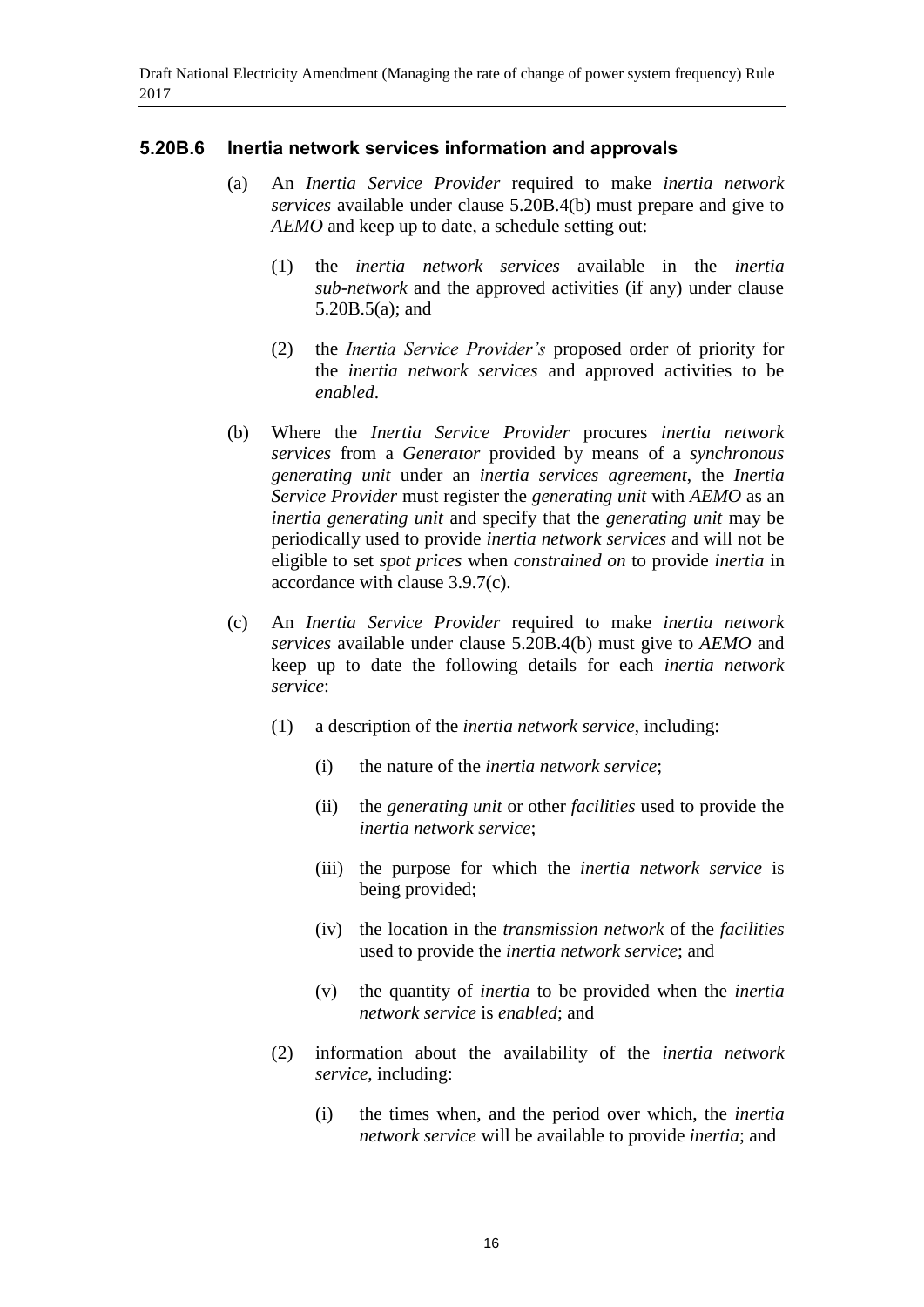### 5.20B.6 Inertia network services information and approvals

(a) An *Inertia Service Provider* required to make *inertia network services* available under clause 5.20B.4(b) must prepare and give to *AEMO* and keep up to date, a schedule setting out:

   (1) the *inertia network services* available in the *inertia sub-network* and the approved activities (if any) under clause 5.20B.5(a); and

   (2) the *Inertia Service Provider's* proposed order of priority for the *inertia network services* and approved activities to be *enabled*.

(b) Where the *Inertia Service Provider* procures *inertia network services* from a *Generator* provided by means of a *synchronous generating unit* under an *inertia services agreement*, the *Inertia Service Provider* must register the *generating unit* with *AEMO* as an *inertia generating unit* and specify that the *generating unit* may be periodically used to provide *inertia network services* and will not be eligible to set *spot prices* when *constrained on* to provide *inertia* in accordance with clause 3.9.7(c).

(c) An *Inertia Service Provider* required to make *inertia network services* available under clause 5.20B.4(b) must give to *AEMO* and keep up to date the following details for each *inertia network service*:

   (1) a description of the *inertia network service*, including:

      (i) the nature of the *inertia network service*;

      (ii) the *generating unit* or other *facilities* used to provide the *inertia network service*;

      (iii) the purpose for which the *inertia network service* is being provided;

      (iv) the location in the *transmission network* of the *facilities* used to provide the *inertia network service*; and

      (v) the quantity of *inertia* to be provided when the *inertia network service* is *enabled*; and

   (2) information about the availability of the *inertia network service*, including:

      (i) the times when, and the period over which, the *inertia network service* will be available to provide *inertia*; and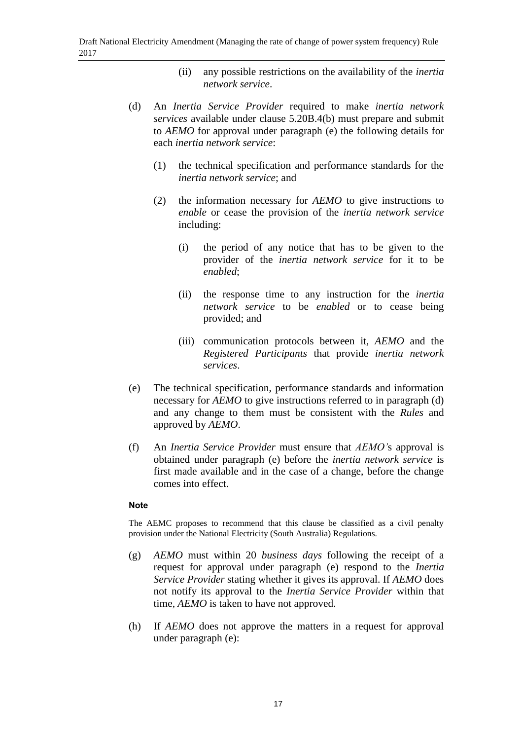(ii) any possible restrictions on the availability of the *inertia network service*.

(d) An *Inertia Service Provider* required to make *inertia network services* available under clause 5.20B.4(b) must prepare and submit to *AEMO* for approval under paragraph (e) the following details for each *inertia network service*:

(1) the technical specification and performance standards for the *inertia network service*; and

(2) the information necessary for *AEMO* to give instructions to *enable* or cease the provision of the *inertia network service* including:

(i) the period of any notice that has to be given to the provider of the *inertia network service* for it to be *enabled*;

(ii) the response time to any instruction for the *inertia network service* to be *enabled* or to cease being provided; and

(iii) communication protocols between it, *AEMO* and the *Registered Participants* that provide *inertia network services*.

(e) The technical specification, performance standards and information necessary for *AEMO* to give instructions referred to in paragraph (d) and any change to them must be consistent with the *Rules* and approved by *AEMO*.

(f) An *Inertia Service Provider* must ensure that *AEMO'*s approval is obtained under paragraph (e) before the *inertia network service* is first made available and in the case of a change, before the change comes into effect.

**Note**

The AEMC proposes to recommend that this clause be classified as a civil penalty provision under the National Electricity (South Australia) Regulations.

(g) *AEMO* must within 20 *business days* following the receipt of a request for approval under paragraph (e) respond to the *Inertia Service Provider* stating whether it gives its approval. If *AEMO* does not notify its approval to the *Inertia Service Provider* within that time, *AEMO* is taken to have not approved.

(h) If *AEMO* does not approve the matters in a request for approval under paragraph (e):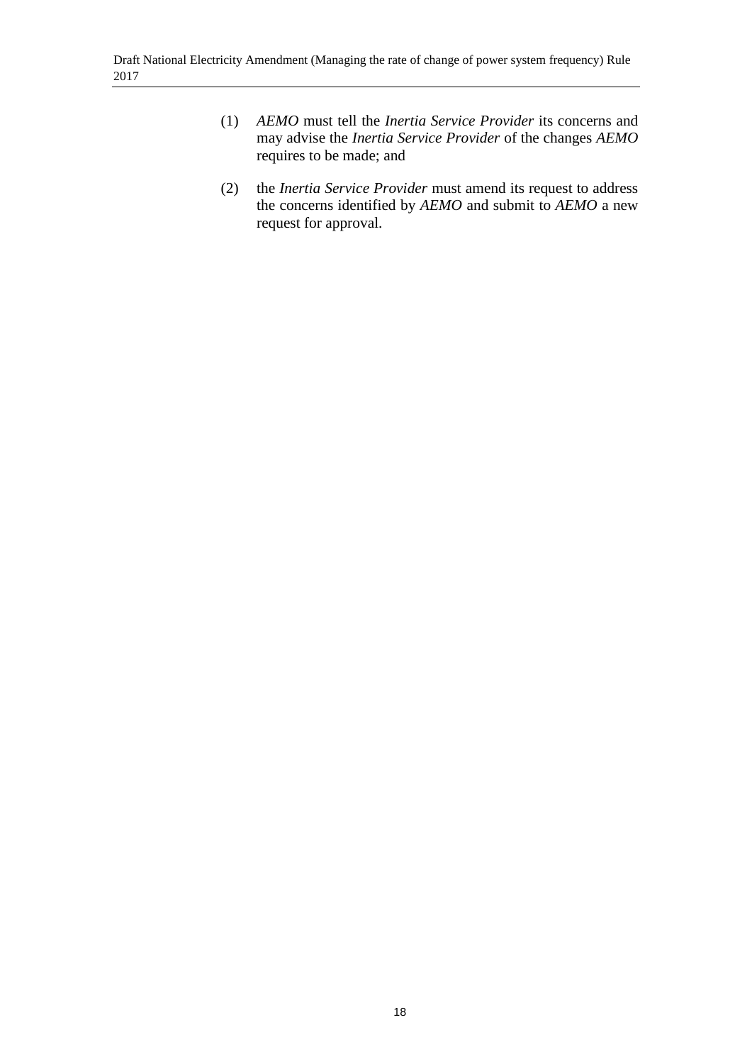(1) *AEMO* must tell the *Inertia Service Provider* its concerns and may advise the *Inertia Service Provider* of the changes *AEMO* requires to be made; and

(2) the *Inertia Service Provider* must amend its request to address the concerns identified by *AEMO* and submit to *AEMO* a new request for approval.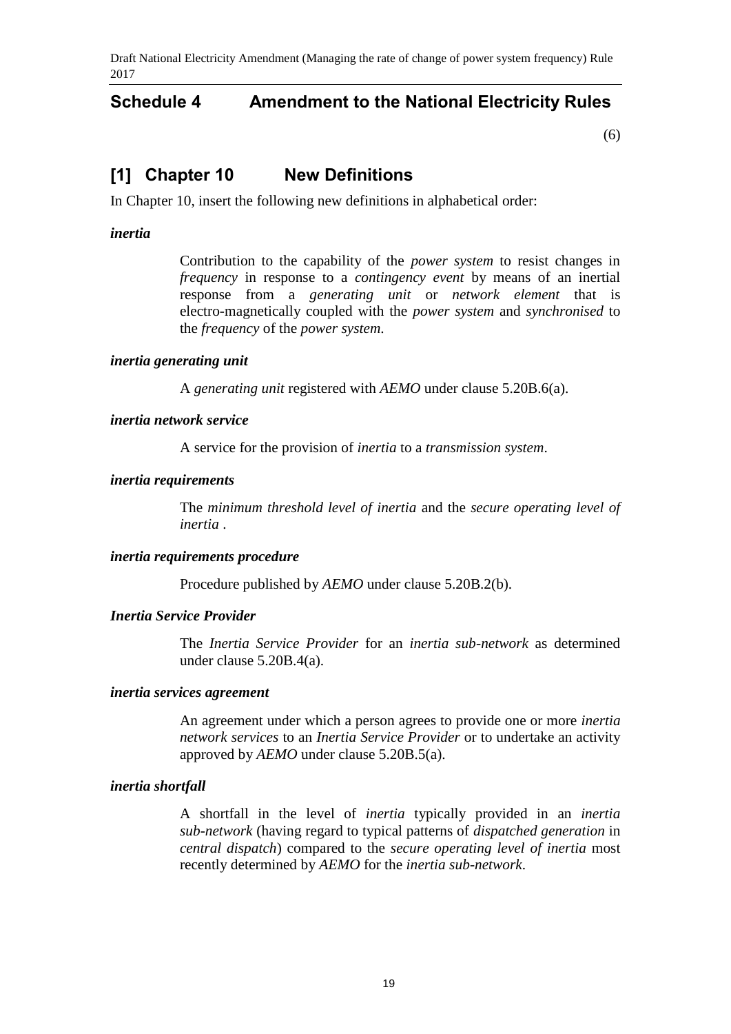## Schedule 4 Amendment to the National Electricity Rules

(6)

## [1] Chapter 10 New Definitions

In Chapter 10, insert the following new definitions in alphabetical order:

***inertia***

Contribution to the capability of the *power system* to resist changes in *frequency* in response to a *contingency event* by means of an inertial response from a *generating unit* or *network element* that is electro-magnetically coupled with the *power system* and *synchronised* to the *frequency* of the *power system*.

***inertia generating unit***

A *generating unit* registered with *AEMO* under clause 5.20B.6(a).

***inertia network service***

A service for the provision of *inertia* to a *transmission system*.

***inertia requirements***

The *minimum threshold level of inertia* and the *secure operating level of inertia* .

***inertia requirements procedure***

Procedure published by *AEMO* under clause 5.20B.2(b).

***Inertia Service Provider***

The *Inertia Service Provider* for an *inertia sub-network* as determined under clause 5.20B.4(a).

***inertia services agreement***

An agreement under which a person agrees to provide one or more *inertia network services* to an *Inertia Service Provider* or to undertake an activity approved by *AEMO* under clause 5.20B.5(a).

***inertia shortfall***

A shortfall in the level of *inertia* typically provided in an *inertia sub-network* (having regard to typical patterns of *dispatched generation* in *central dispatch*) compared to the *secure operating level of inertia* most recently determined by *AEMO* for the *inertia sub-network*.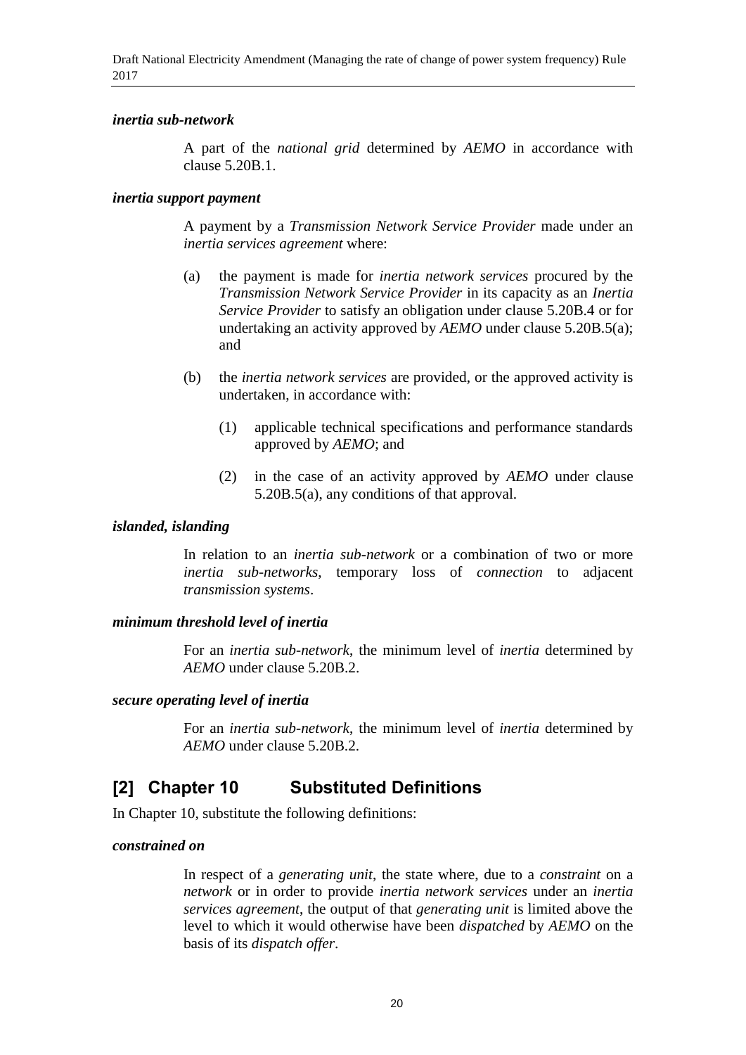***inertia sub-network***

A part of the *national grid* determined by *AEMO* in accordance with clause 5.20B.1.

***inertia support payment***

A payment by a *Transmission Network Service Provider* made under an *inertia services agreement* where:

(a) the payment is made for *inertia network services* procured by the *Transmission Network Service Provider* in its capacity as an *Inertia Service Provider* to satisfy an obligation under clause 5.20B.4 or for undertaking an activity approved by *AEMO* under clause 5.20B.5(a); and

(b) the *inertia network services* are provided, or the approved activity is undertaken, in accordance with:

(1) applicable technical specifications and performance standards approved by *AEMO*; and

(2) in the case of an activity approved by *AEMO* under clause 5.20B.5(a), any conditions of that approval.

***islanded, islanding***

In relation to an *inertia sub-network* or a combination of two or more *inertia sub-networks*, temporary loss of *connection* to adjacent *transmission systems*.

***minimum threshold level of inertia***

For an *inertia sub-network*, the minimum level of *inertia* determined by *AEMO* under clause 5.20B.2.

***secure operating level of inertia***

For an *inertia sub-network*, the minimum level of *inertia* determined by *AEMO* under clause 5.20B.2.

## [2] Chapter 10 Substituted Definitions

In Chapter 10, substitute the following definitions:

***constrained on***

In respect of a *generating unit*, the state where, due to a *constraint* on a *network* or in order to provide *inertia network services* under an *inertia services agreement*, the output of that *generating unit* is limited above the level to which it would otherwise have been *dispatched* by *AEMO* on the basis of its *dispatch offer*.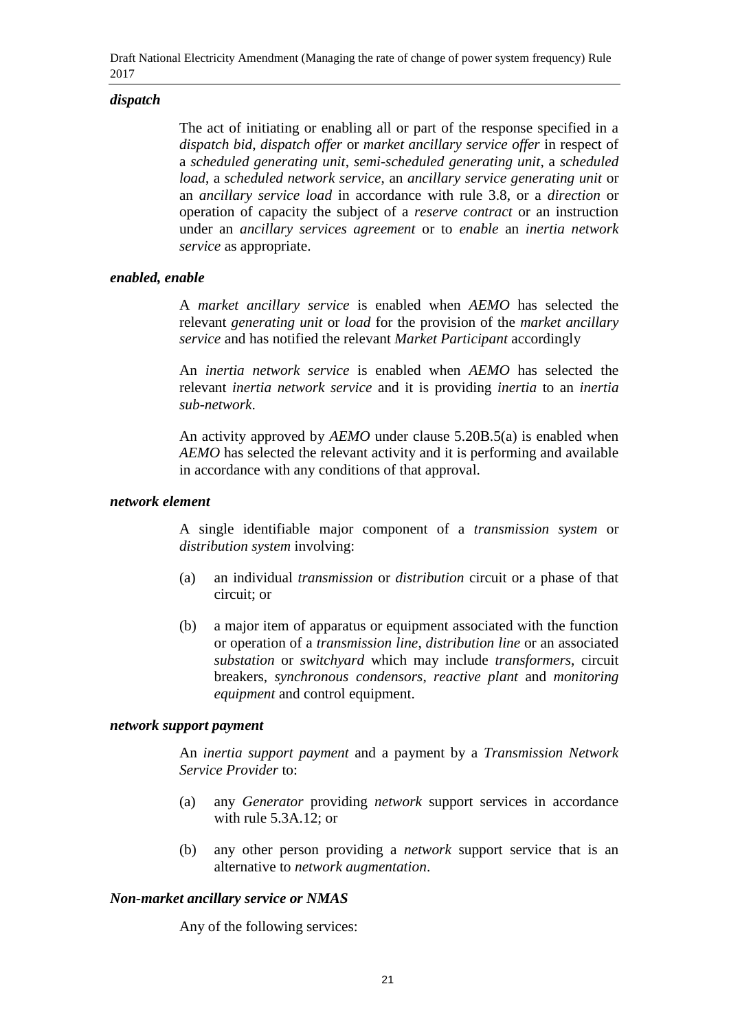***dispatch***

The act of initiating or enabling all or part of the response specified in a *dispatch bid*, *dispatch offer* or *market ancillary service offer* in respect of a *scheduled generating unit*, *semi-scheduled generating unit*, a *scheduled load*, a *scheduled network service*, an *ancillary service generating unit* or an *ancillary service load* in accordance with rule 3.8, or a *direction* or operation of capacity the subject of a *reserve contract* or an instruction under an *ancillary services agreement* or to *enable* an *inertia network service* as appropriate.

***enabled, enable***

A *market ancillary service* is enabled when *AEMO* has selected the relevant *generating unit* or *load* for the provision of the *market ancillary service* and has notified the relevant *Market Participant* accordingly

An *inertia network service* is enabled when *AEMO* has selected the relevant *inertia network service* and it is providing *inertia* to an *inertia sub-network*.

An activity approved by *AEMO* under clause 5.20B.5(a) is enabled when *AEMO* has selected the relevant activity and it is performing and available in accordance with any conditions of that approval.

***network element***

A single identifiable major component of a *transmission system* or *distribution system* involving:

(a) an individual *transmission* or *distribution* circuit or a phase of that circuit; or

(b) a major item of apparatus or equipment associated with the function or operation of a *transmission line*, *distribution line* or an associated *substation* or *switchyard* which may include *transformers*, circuit breakers, *synchronous condensors*, *reactive plant* and *monitoring equipment* and control equipment.

***network support payment***

An *inertia support payment* and a payment by a *Transmission Network Service Provider* to:

(a) any *Generator* providing *network* support services in accordance with rule 5.3A.12; or

(b) any other person providing a *network* support service that is an alternative to *network augmentation*.

***Non-market ancillary service or NMAS***

Any of the following services: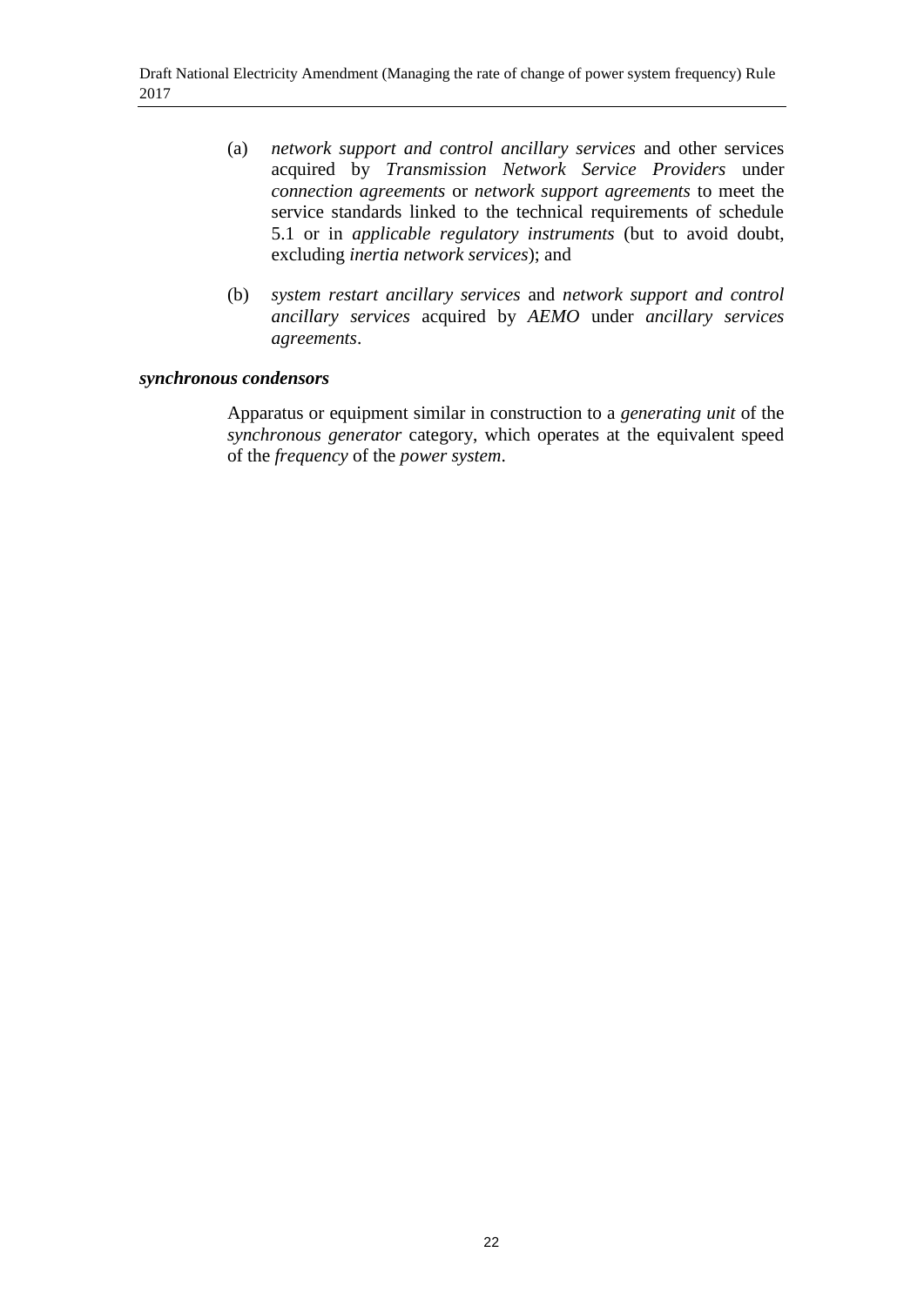(a) *network support and control ancillary services* and other services acquired by *Transmission Network Service Providers* under *connection agreements* or *network support agreements* to meet the service standards linked to the technical requirements of schedule 5.1 or in *applicable regulatory instruments* (but to avoid doubt, excluding *inertia network services*); and

(b) *system restart ancillary services* and *network support and control ancillary services* acquired by *AEMO* under *ancillary services agreements*.

***synchronous condensors***

Apparatus or equipment similar in construction to a *generating unit* of the *synchronous generator* category, which operates at the equivalent speed of the *frequency* of the *power system*.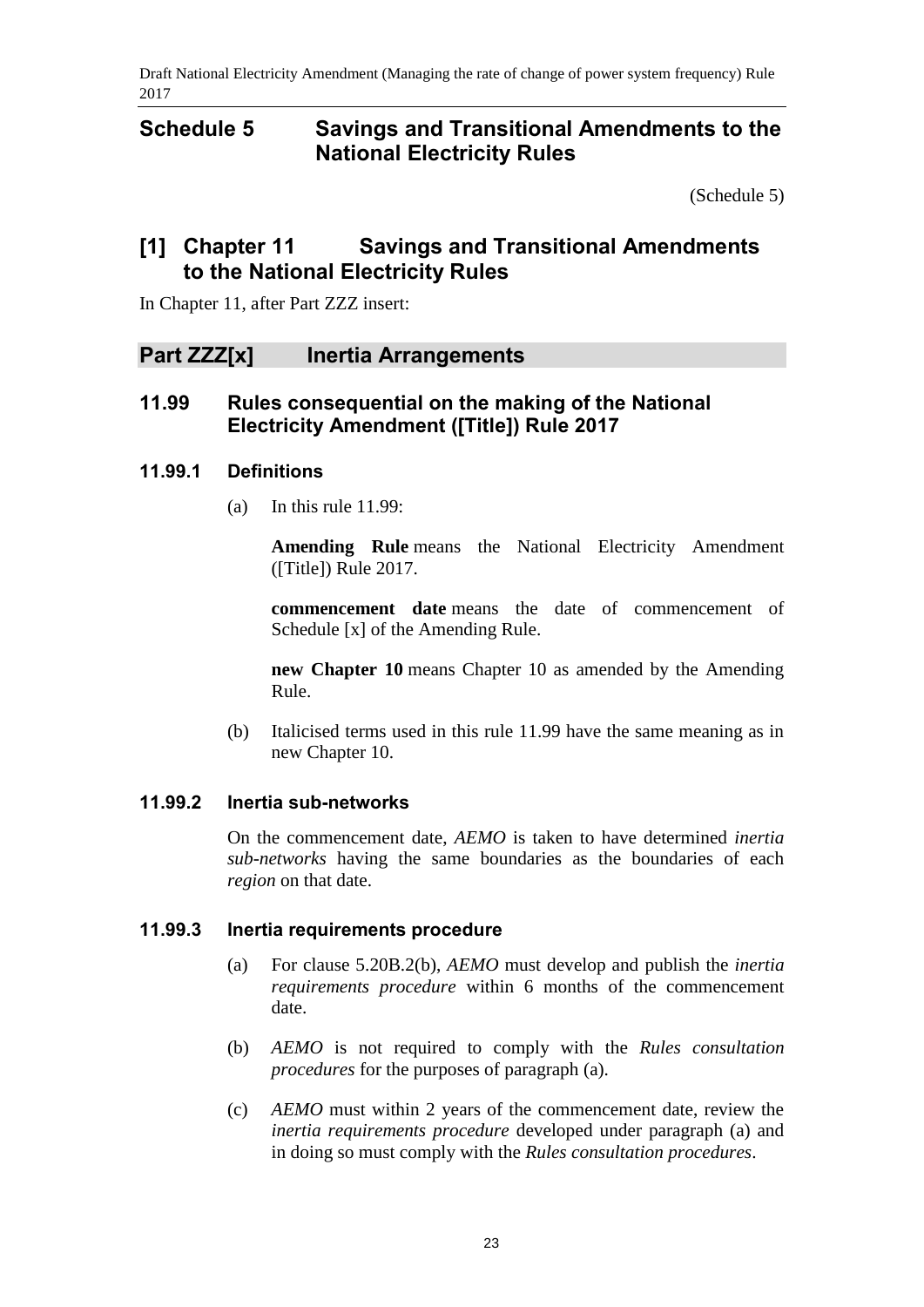# Schedule 5 Savings and Transitional Amendments to the National Electricity Rules

(Schedule 5)

## [1] Chapter 11 Savings and Transitional Amendments to the National Electricity Rules

In Chapter 11, after Part ZZZ insert:

## Part ZZZ[x] Inertia Arrangements

### 11.99 Rules consequential on the making of the National Electricity Amendment ([Title]) Rule 2017

#### 11.99.1 Definitions

(a) In this rule 11.99:

**Amending Rule** means the National Electricity Amendment ([Title]) Rule 2017.

**commencement date** means the date of commencement of Schedule [x] of the Amending Rule.

**new Chapter 10** means Chapter 10 as amended by the Amending Rule.

(b) Italicised terms used in this rule 11.99 have the same meaning as in new Chapter 10.

#### 11.99.2 Inertia sub-networks

On the commencement date, *AEMO* is taken to have determined *inertia sub-networks* having the same boundaries as the boundaries of each *region* on that date.

#### 11.99.3 Inertia requirements procedure

(a) For clause 5.20B.2(b), *AEMO* must develop and publish the *inertia requirements procedure* within 6 months of the commencement date.

(b) *AEMO* is not required to comply with the *Rules consultation procedures* for the purposes of paragraph (a).

(c) *AEMO* must within 2 years of the commencement date, review the *inertia requirements procedure* developed under paragraph (a) and in doing so must comply with the *Rules consultation procedures*.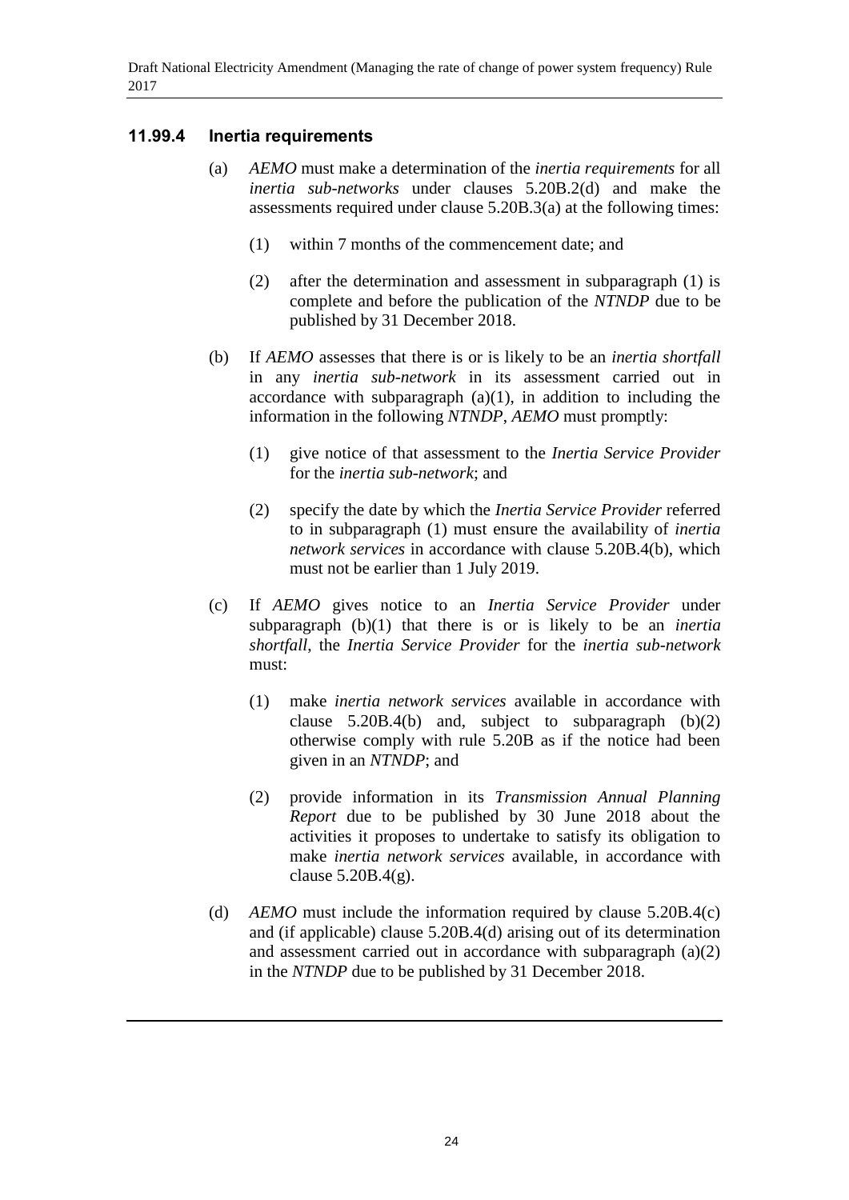### 11.99.4 Inertia requirements

(a) *AEMO* must make a determination of the *inertia requirements* for all *inertia sub-networks* under clauses 5.20B.2(d) and make the assessments required under clause 5.20B.3(a) at the following times:

(1) within 7 months of the commencement date; and

(2) after the determination and assessment in subparagraph (1) is complete and before the publication of the *NTNDP* due to be published by 31 December 2018.

(b) If *AEMO* assesses that there is or is likely to be an *inertia shortfall* in any *inertia sub-network* in its assessment carried out in accordance with subparagraph (a)(1), in addition to including the information in the following *NTNDP*, *AEMO* must promptly:

(1) give notice of that assessment to the *Inertia Service Provider* for the *inertia sub-network*; and

(2) specify the date by which the *Inertia Service Provider* referred to in subparagraph (1) must ensure the availability of *inertia network services* in accordance with clause 5.20B.4(b), which must not be earlier than 1 July 2019.

(c) If *AEMO* gives notice to an *Inertia Service Provider* under subparagraph (b)(1) that there is or is likely to be an *inertia shortfall*, the *Inertia Service Provider* for the *inertia sub-network* must:

(1) make *inertia network services* available in accordance with clause 5.20B.4(b) and, subject to subparagraph (b)(2) otherwise comply with rule 5.20B as if the notice had been given in an *NTNDP*; and

(2) provide information in its *Transmission Annual Planning Report* due to be published by 30 June 2018 about the activities it proposes to undertake to satisfy its obligation to make *inertia network services* available, in accordance with clause 5.20B.4(g).

(d) *AEMO* must include the information required by clause 5.20B.4(c) and (if applicable) clause 5.20B.4(d) arising out of its determination and assessment carried out in accordance with subparagraph (a)(2) in the *NTNDP* due to be published by 31 December 2018.